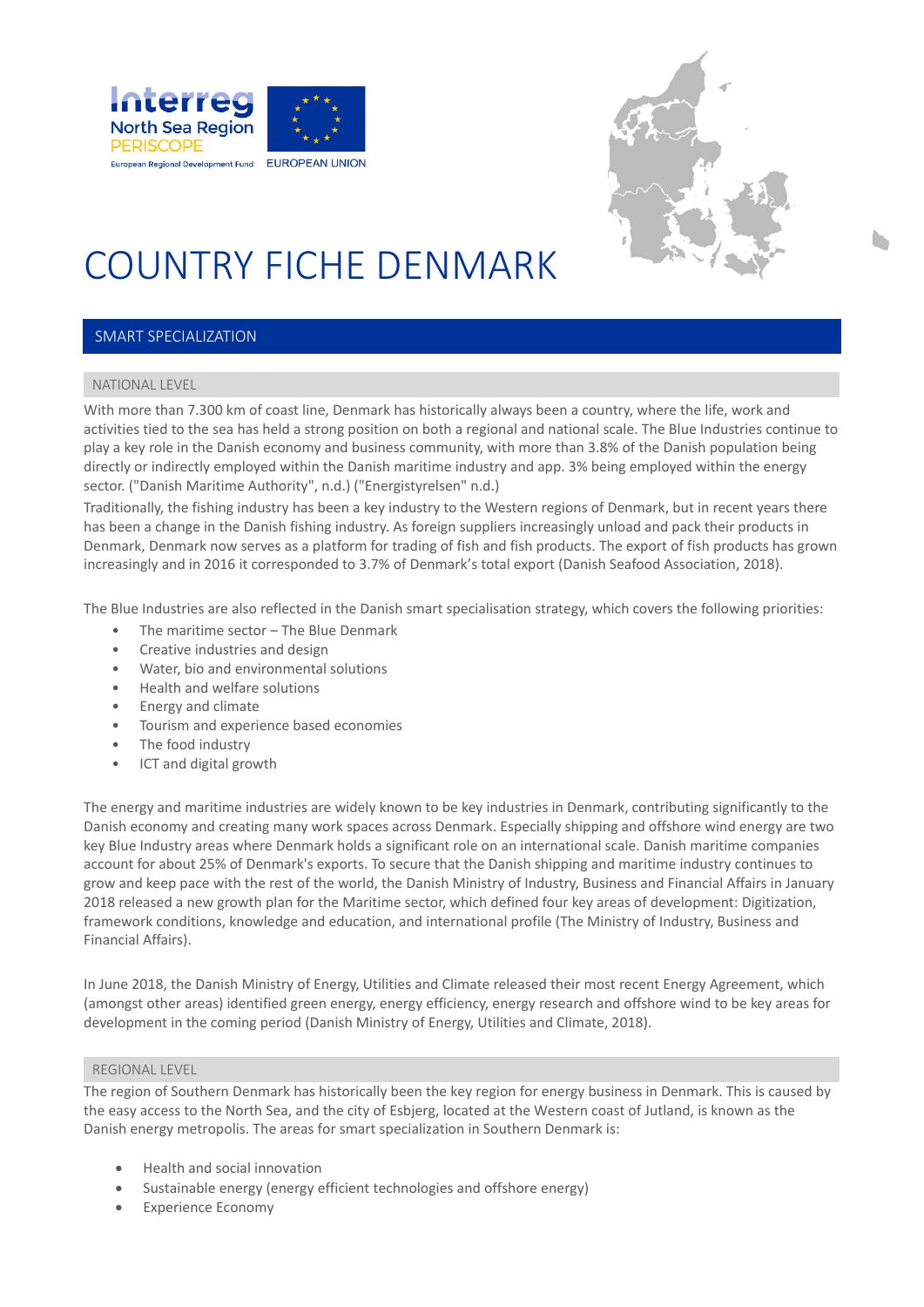# COUNTRY FICHE DENMARK

## SMART SPECIALIZATION

### NATIONAL LEVEL

With more than 7.300 km of coast line, Denmark has historically always been a country, where the life, work and activities tied to the sea has held a strong position on both a regional and national scale. The Blue Industries continue to play a key role in the Danish economy and business community, with more than 3.8% of the Danish population being directly or indirectly employed within the Danish maritime industry and app. 3% being employed within the energy sector. ("Danish Maritime Authority", n.d.) ("Energistyrelsen" n.d.)

Traditionally, the fishing industry has been a key industry to the Western regions of Denmark, but in recent years there has been a change in the Danish fishing industry. As foreign suppliers increasingly unload and pack their products in Denmark, Denmark now serves as a platform for trading of fish and fish products. The export of fish products has grown increasingly and in 2016 it corresponded to 3.7% of Denmark's total export (Danish Seafood Association, 2018).

The Blue Industries are also reflected in the Danish smart specialisation strategy, which covers the following priorities:

- The maritime sector – The Blue Denmark
- Creative industries and design
- Water, bio and environmental solutions
- Health and welfare solutions
- Energy and climate
- Tourism and experience based economies
- The food industry
- ICT and digital growth

The energy and maritime industries are widely known to be key industries in Denmark, contributing significantly to the Danish economy and creating many work spaces across Denmark. Especially shipping and offshore wind energy are two key Blue Industry areas where Denmark holds a significant role on an international scale. Danish maritime companies account for about 25% of Denmark's exports. To secure that the Danish shipping and maritime industry continues to grow and keep pace with the rest of the world, the Danish Ministry of Industry, Business and Financial Affairs in January 2018 released a new growth plan for the Maritime sector, which defined four key areas of development: Digitization, framework conditions, knowledge and education, and international profile (The Ministry of Industry, Business and Financial Affairs).

In June 2018, the Danish Ministry of Energy, Utilities and Climate released their most recent Energy Agreement, which (amongst other areas) identified green energy, energy efficiency, energy research and offshore wind to be key areas for development in the coming period (Danish Ministry of Energy, Utilities and Climate, 2018).

### REGIONAL LEVEL

The region of Southern Denmark has historically been the key region for energy business in Denmark. This is caused by the easy access to the North Sea, and the city of Esbjerg, located at the Western coast of Jutland, is known as the Danish energy metropolis. The areas for smart specialization in Southern Denmark is:

- Health and social innovation
- Sustainable energy (energy efficient technologies and offshore energy)
- Experience Economy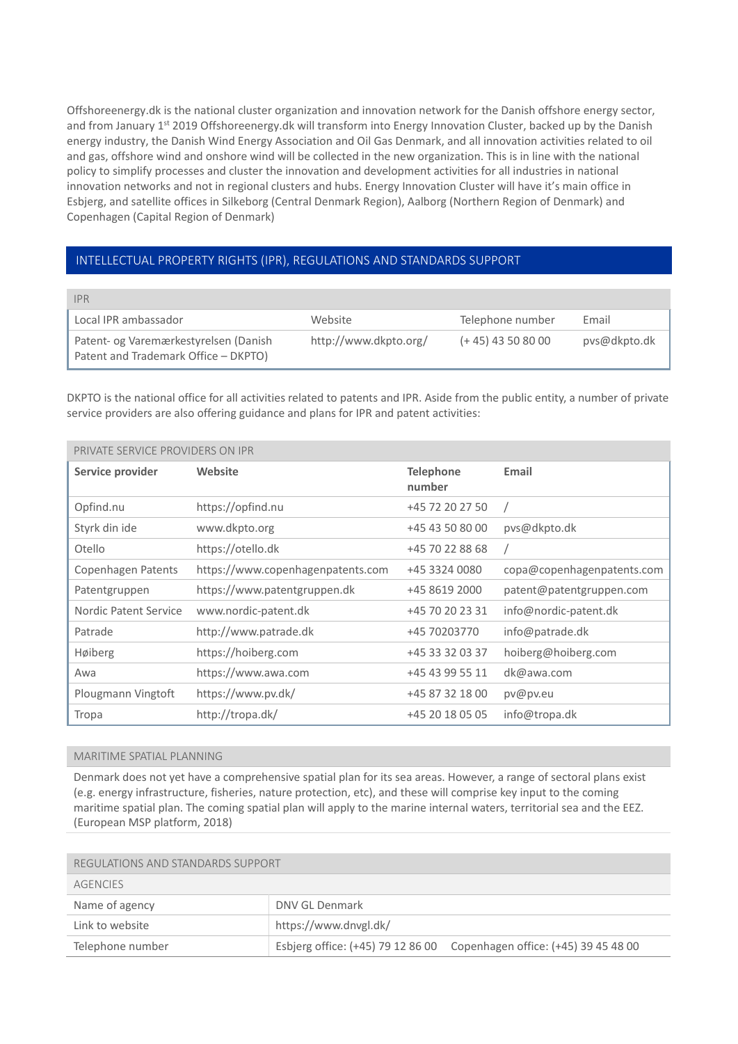Offshoreenergy.dk is the national cluster organization and innovation network for the Danish offshore energy sector, and from January 1[st] 2019 Offshoreenergy.dk will transform into Energy Innovation Cluster, backed up by the Danish energy industry, the Danish Wind Energy Association and Oil Gas Denmark, and all innovation activities related to oil and gas, offshore wind and onshore wind will be collected in the new organization. This is in line with the national policy to simplify processes and cluster the innovation and development activities for all industries in national innovation networks and not in regional clusters and hubs. Energy Innovation Cluster will have it's main office in Esbjerg, and satellite offices in Silkeborg (Central Denmark Region), Aalborg (Northern Region of Denmark) and Copenhagen (Capital Region of Denmark)

## INTELLECTUAL PROPERTY RIGHTS (IPR), REGULATIONS AND STANDARDS SUPPORT

| IPR | | | |
|---|---|---|---|
| Local IPR ambassador | Website | Telephone number | Email |
| Patent- og Varemærkestyrelsen (Danish Patent and Trademark Office – DKPTO) | http://www.dkpto.org/ | (+ 45) 43 50 80 00 | pvs@dkpto.dk |

DKPTO is the national office for all activities related to patents and IPR. Aside from the public entity, a number of private service providers are also offering guidance and plans for IPR and patent activities:

| PRIVATE SERVICE PROVIDERS ON IPR | | | |
|---|---|---|---|
| **Service provider** | **Website** | **Telephone number** | **Email** |
| Opfind.nu | https://opfind.nu | +45 72 20 27 50 | / |
| Styrk din ide | www.dkpto.org | +45 43 50 80 00 | pvs@dkpto.dk |
| Otello | https://otello.dk | +45 70 22 88 68 | / |
| Copenhagen Patents | https://www.copenhagenpatents.com | +45 3324 0080 | copa@copenhagenpatents.com |
| Patentgruppen | https://www.patentgruppen.dk | +45 8619 2000 | patent@patentgruppen.com |
| Nordic Patent Service | www.nordic-patent.dk | +45 70 20 23 31 | info@nordic-patent.dk |
| Patrade | http://www.patrade.dk | +45 70203770 | info@patrade.dk |
| Høiberg | https://hoiberg.com | +45 33 32 03 37 | hoiberg@hoiberg.com |
| Awa | https://www.awa.com | +45 43 99 55 11 | dk@awa.com |
| Plougmann Vingtoft | https://www.pv.dk/ | +45 87 32 18 00 | pv@pv.eu |
| Tropa | http://tropa.dk/ | +45 20 18 05 05 | info@tropa.dk |

### MARITIME SPATIAL PLANNING

Denmark does not yet have a comprehensive spatial plan for its sea areas. However, a range of sectoral plans exist (e.g. energy infrastructure, fisheries, nature protection, etc), and these will comprise key input to the coming maritime spatial plan. The coming spatial plan will apply to the marine internal waters, territorial sea and the EEZ. (European MSP platform, 2018)

| REGULATIONS AND STANDARDS SUPPORT | |
|---|---|
| AGENCIES | |
| Name of agency | DNV GL Denmark |
| Link to website | https://www.dnvgl.dk/ |
| Telephone number | Esbjerg office: (+45) 79 12 86 00 Copenhagen office: (+45) 39 45 48 00 |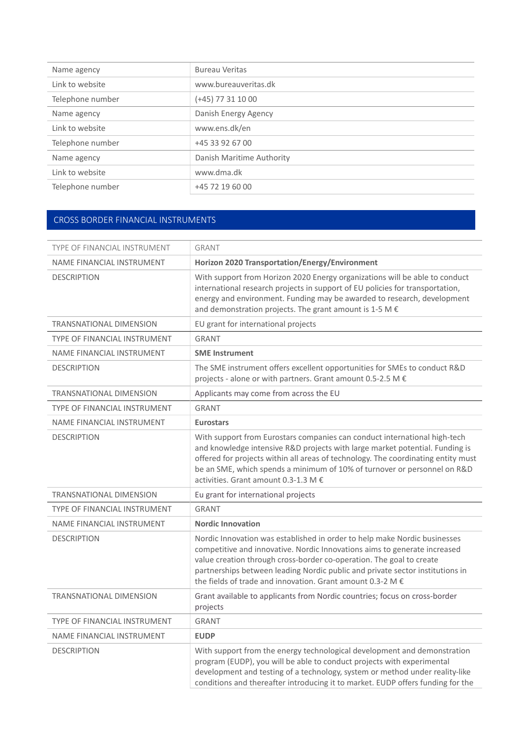| Name agency | Bureau Veritas |
| --- | --- |
| Link to website | www.bureauveritas.dk |
| Telephone number | (+45) 77 31 10 00 |
| Name agency | Danish Energy Agency |
| Link to website | www.ens.dk/en |
| Telephone number | +45 33 92 67 00 |
| Name agency | Danish Maritime Authority |
| Link to website | www.dma.dk |
| Telephone number | +45 72 19 60 00 |

## CROSS BORDER FINANCIAL INSTRUMENTS

| TYPE OF FINANCIAL INSTRUMENT | GRANT |
| --- | --- |
| NAME FINANCIAL INSTRUMENT | **Horizon 2020 Transportation/Energy/Environment** |
| DESCRIPTION | With support from Horizon 2020 Energy organizations will be able to conduct international research projects in support of EU policies for transportation, energy and environment. Funding may be awarded to research, development and demonstration projects. The grant amount is 1-5 M € |
| TRANSNATIONAL DIMENSION | EU grant for international projects |
| TYPE OF FINANCIAL INSTRUMENT | GRANT |
| NAME FINANCIAL INSTRUMENT | **SME Instrument** |
| DESCRIPTION | The SME instrument offers excellent opportunities for SMEs to conduct R&D projects - alone or with partners. Grant amount 0.5-2.5 M € |
| TRANSNATIONAL DIMENSION | Applicants may come from across the EU |
| TYPE OF FINANCIAL INSTRUMENT | GRANT |
| NAME FINANCIAL INSTRUMENT | **Eurostars** |
| DESCRIPTION | With support from Eurostars companies can conduct international high-tech and knowledge intensive R&D projects with large market potential. Funding is offered for projects within all areas of technology. The coordinating entity must be an SME, which spends a minimum of 10% of turnover or personnel on R&D activities. Grant amount 0.3-1.3 M € |
| TRANSNATIONAL DIMENSION | Eu grant for international projects |
| TYPE OF FINANCIAL INSTRUMENT | GRANT |
| NAME FINANCIAL INSTRUMENT | **Nordic Innovation** |
| DESCRIPTION | Nordic Innovation was established in order to help make Nordic businesses competitive and innovative. Nordic Innovations aims to generate increased value creation through cross-border co-operation. The goal to create partnerships between leading Nordic public and private sector institutions in the fields of trade and innovation. Grant amount 0.3-2 M € |
| TRANSNATIONAL DIMENSION | Grant available to applicants from Nordic countries; focus on cross-border projects |
| TYPE OF FINANCIAL INSTRUMENT | GRANT |
| NAME FINANCIAL INSTRUMENT | **EUDP** |
| DESCRIPTION | With support from the energy technological development and demonstration program (EUDP), you will be able to conduct projects with experimental development and testing of a technology, system or method under reality-like conditions and thereafter introducing it to market. EUDP offers funding for the |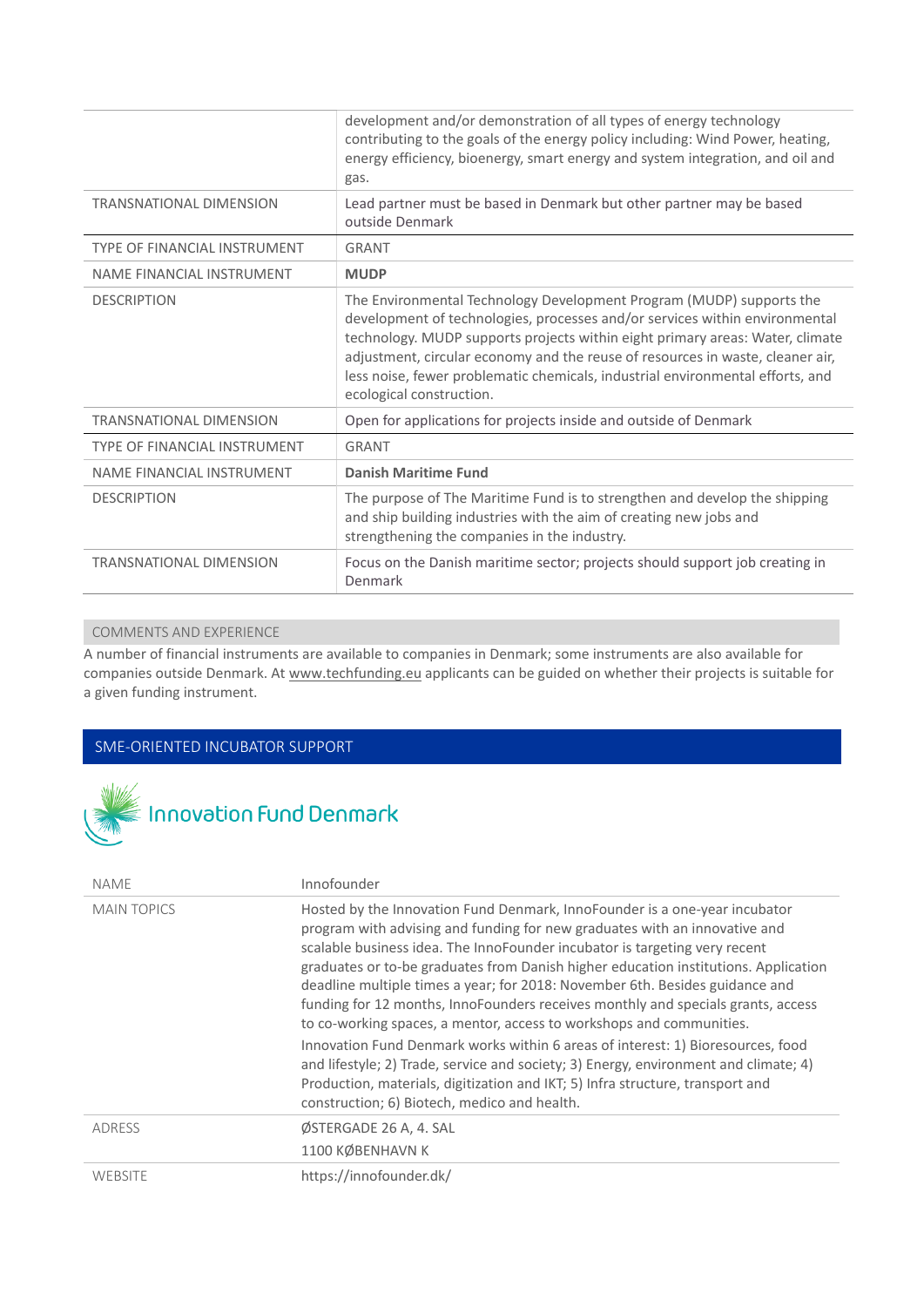| | |
|---|---|
| | development and/or demonstration of all types of energy technology contributing to the goals of the energy policy including: Wind Power, heating, energy efficiency, bioenergy, smart energy and system integration, and oil and gas. |
| TRANSNATIONAL DIMENSION | Lead partner must be based in Denmark but other partner may be based outside Denmark |
| TYPE OF FINANCIAL INSTRUMENT | GRANT |
| NAME FINANCIAL INSTRUMENT | **MUDP** |
| DESCRIPTION | The Environmental Technology Development Program (MUDP) supports the development of technologies, processes and/or services within environmental technology. MUDP supports projects within eight primary areas: Water, climate adjustment, circular economy and the reuse of resources in waste, cleaner air, less noise, fewer problematic chemicals, industrial environmental efforts, and ecological construction. |
| TRANSNATIONAL DIMENSION | Open for applications for projects inside and outside of Denmark |
| TYPE OF FINANCIAL INSTRUMENT | GRANT |
| NAME FINANCIAL INSTRUMENT | **Danish Maritime Fund** |
| DESCRIPTION | The purpose of The Maritime Fund is to strengthen and develop the shipping and ship building industries with the aim of creating new jobs and strengthening the companies in the industry. |
| TRANSNATIONAL DIMENSION | Focus on the Danish maritime sector; projects should support job creating in Denmark |

COMMENTS AND EXPERIENCE

A number of financial instruments are available to companies in Denmark; some instruments are also available for companies outside Denmark. At www.techfunding.eu applicants can be guided on whether their projects is suitable for a given funding instrument.

## SME-ORIENTED INCUBATOR SUPPORT

Innovation Fund Denmark

| | |
|---|---|
| NAME | Innofounder |
| MAIN TOPICS | Hosted by the Innovation Fund Denmark, InnoFounder is a one-year incubator program with advising and funding for new graduates with an innovative and scalable business idea. The InnoFounder incubator is targeting very recent graduates or to-be graduates from Danish higher education institutions. Application deadline multiple times a year; for 2018: November 6th. Besides guidance and funding for 12 months, InnoFounders receives monthly and specials grants, access to co-working spaces, a mentor, access to workshops and communities.<br>Innovation Fund Denmark works within 6 areas of interest: 1) Bioresources, food and lifestyle; 2) Trade, service and society; 3) Energy, environment and climate; 4) Production, materials, digitization and IKT; 5) Infra structure, transport and construction; 6) Biotech, medico and health. |
| ADRESS | ØSTERGADE 26 A, 4. SAL<br>1100 KØBENHAVN K |
| WEBSITE | https://innofounder.dk/ |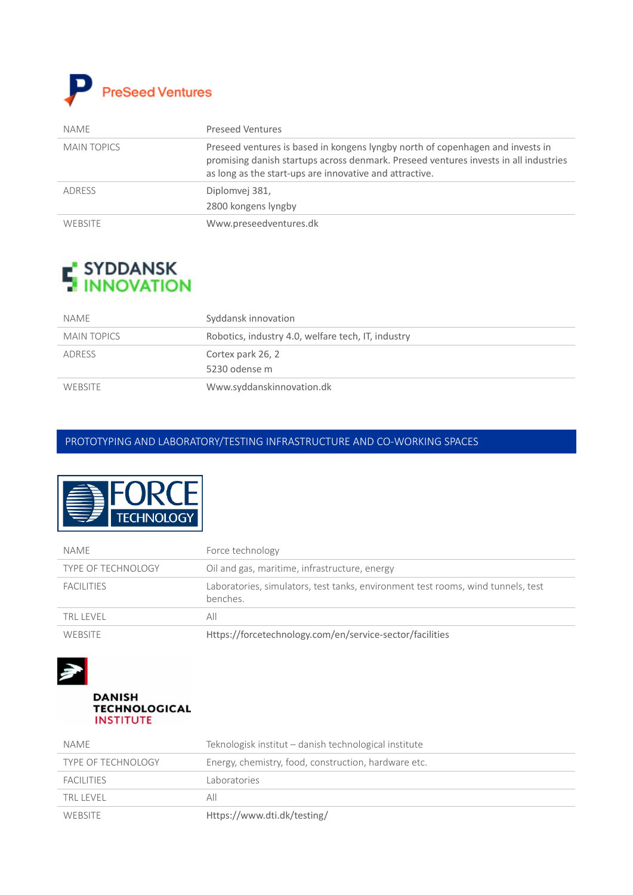## PreSeed Ventures

| NAME | Preseed Ventures |
|---|---|
| MAIN TOPICS | Preseed ventures is based in kongens lyngby north of copenhagen and invests in promising danish startups across denmark. Preseed ventures invests in all industries as long as the start-ups are innovative and attractive. |
| ADRESS | Diplomvej 381,<br>2800 kongens lyngby |
| WEBSITE | Www.preseedventures.dk |

## SYDDANSK INNOVATION

| NAME | Syddansk innovation |
|---|---|
| MAIN TOPICS | Robotics, industry 4.0, welfare tech, IT, industry |
| ADRESS | Cortex park 26, 2<br>5230 odense m |
| WEBSITE | Www.syddanskinnovation.dk |

# PROTOTYPING AND LABORATORY/TESTING INFRASTRUCTURE AND CO-WORKING SPACES

## FORCE TECHNOLOGY

| NAME | Force technology |
|---|---|
| TYPE OF TECHNOLOGY | Oil and gas, maritime, infrastructure, energy |
| FACILITIES | Laboratories, simulators, test tanks, environment test rooms, wind tunnels, test benches. |
| TRL LEVEL | All |
| WEBSITE | Https://forcetechnology.com/en/service-sector/facilities |

## DANISH TECHNOLOGICAL INSTITUTE

| NAME | Teknologisk institut – danish technological institute |
|---|---|
| TYPE OF TECHNOLOGY | Energy, chemistry, food, construction, hardware etc. |
| FACILITIES | Laboratories |
| TRL LEVEL | All |
| WEBSITE | Https://www.dti.dk/testing/ |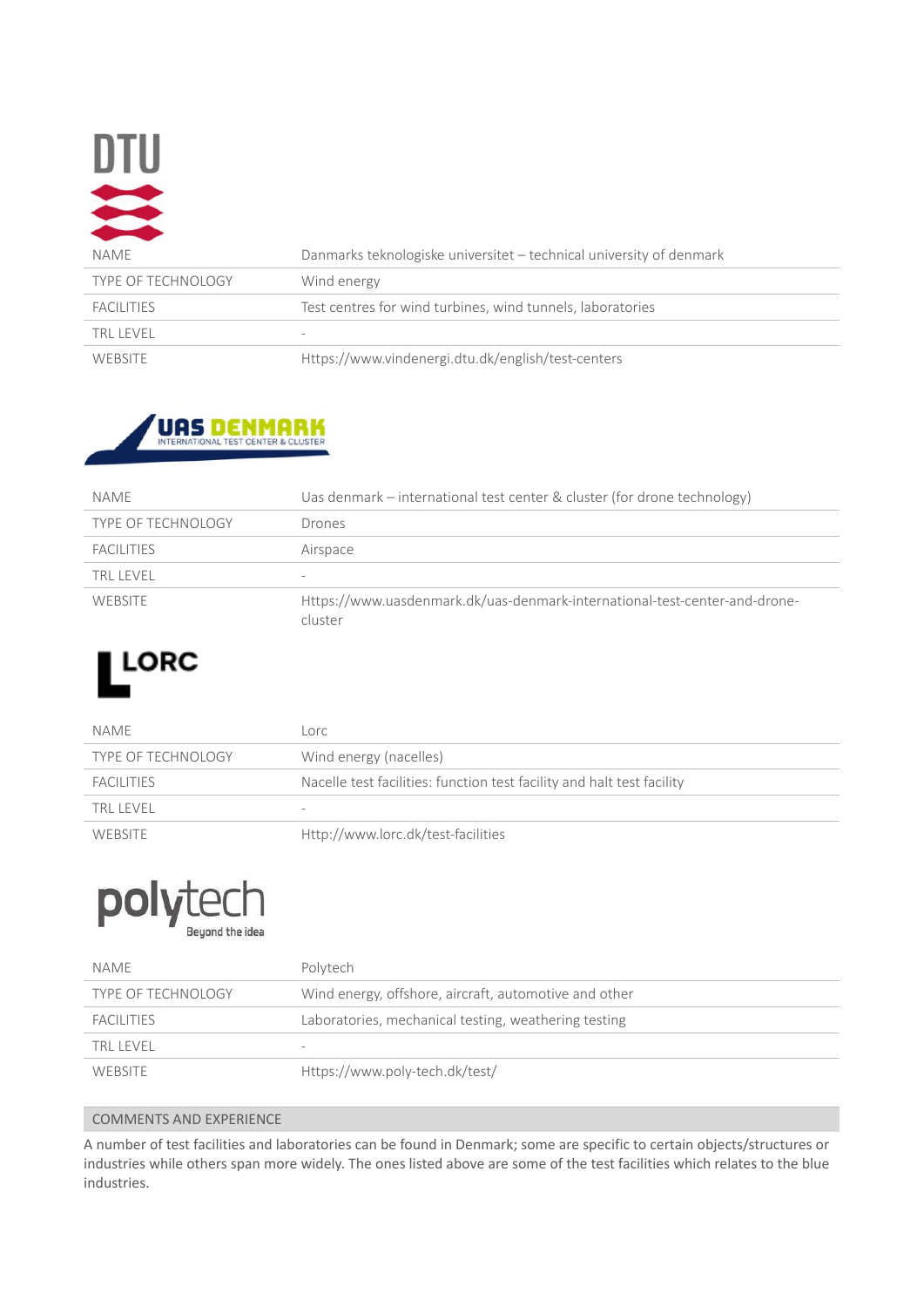DTU

| NAME | Danmarks teknologiske universitet – technical university of denmark |
|---|---|
| TYPE OF TECHNOLOGY | Wind energy |
| FACILITIES | Test centres for wind turbines, wind tunnels, laboratories |
| TRL LEVEL | - |
| WEBSITE | Https://www.vindenergi.dtu.dk/english/test-centers |

UAS DENMARK INTERNATIONAL TEST CENTER & CLUSTER

| NAME | Uas denmark – international test center & cluster (for drone technology) |
|---|---|
| TYPE OF TECHNOLOGY | Drones |
| FACILITIES | Airspace |
| TRL LEVEL | - |
| WEBSITE | Https://www.uasdenmark.dk/uas-denmark-international-test-center-and-drone-cluster |

LORC

| NAME | Lorc |
|---|---|
| TYPE OF TECHNOLOGY | Wind energy (nacelles) |
| FACILITIES | Nacelle test facilities: function test facility and halt test facility |
| TRL LEVEL | - |
| WEBSITE | Http://www.lorc.dk/test-facilities |

polytech Beyond the idea

| NAME | Polytech |
|---|---|
| TYPE OF TECHNOLOGY | Wind energy, offshore, aircraft, automotive and other |
| FACILITIES | Laboratories, mechanical testing, weathering testing |
| TRL LEVEL | - |
| WEBSITE | Https://www.poly-tech.dk/test/ |

## COMMENTS AND EXPERIENCE

A number of test facilities and laboratories can be found in Denmark; some are specific to certain objects/structures or industries while others span more widely. The ones listed above are some of the test facilities which relates to the blue industries.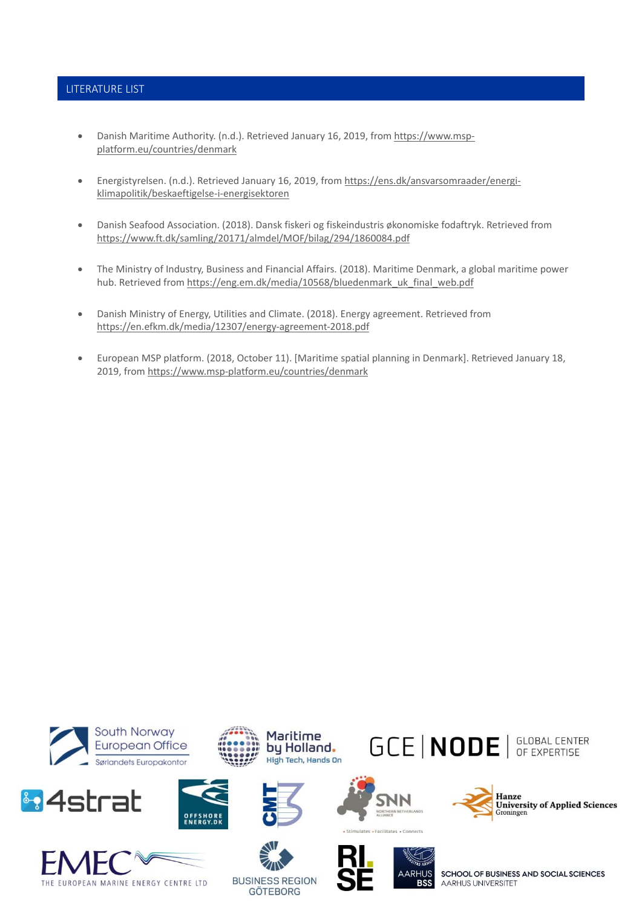## LITERATURE LIST

- Danish Maritime Authority. (n.d.). Retrieved January 16, 2019, from https://www.msp-platform.eu/countries/denmark
- Energistyrelsen. (n.d.). Retrieved January 16, 2019, from https://ens.dk/ansvarsomraader/energi-klimapolitik/beskaeftigelse-i-energisektoren
- Danish Seafood Association. (2018). Dansk fiskeri og fiskeindustris økonomiske fodaftryk. Retrieved from https://www.ft.dk/samling/20171/almdel/MOF/bilag/294/1860084.pdf
- The Ministry of Industry, Business and Financial Affairs. (2018). Maritime Denmark, a global maritime power hub. Retrieved from https://eng.em.dk/media/10568/bluedenmark_uk_final_web.pdf
- Danish Ministry of Energy, Utilities and Climate. (2018). Energy agreement. Retrieved from https://en.efkm.dk/media/12307/energy-agreement-2018.pdf
- European MSP platform. (2018, October 11). [Maritime spatial planning in Denmark]. Retrieved January 18, 2019, from https://www.msp-platform.eu/countries/denmark